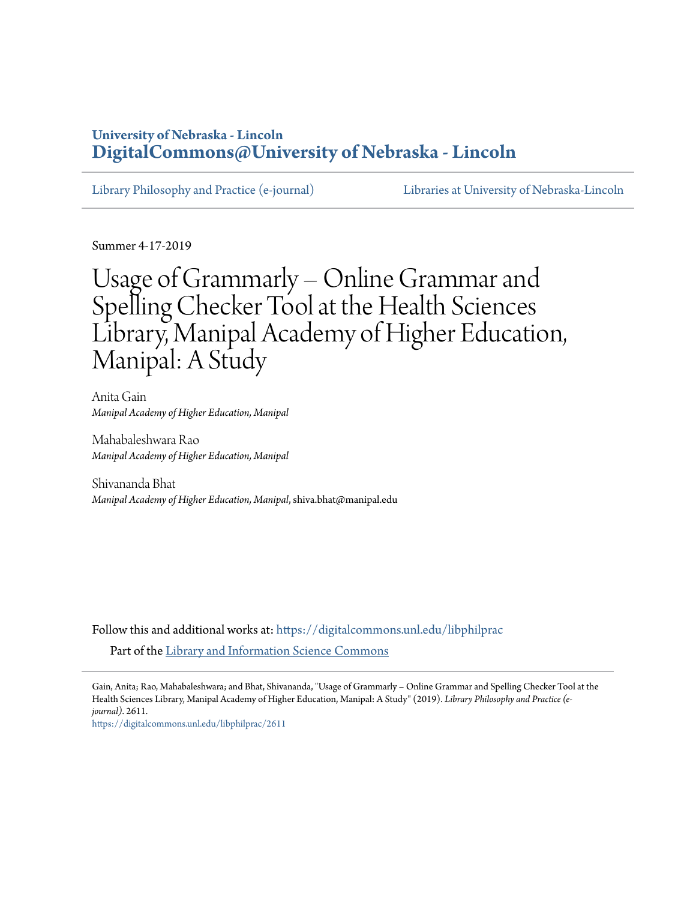University of Nebraska - Lincoln
**DigitalCommons@University of Nebraska - Lincoln**

Library Philosophy and Practice (e-journal) | Libraries at University of Nebraska-Lincoln

Summer 4-17-2019

# Usage of Grammarly – Online Grammar and Spelling Checker Tool at the Health Sciences Library, Manipal Academy of Higher Education, Manipal: A Study

Anita Gain
*Manipal Academy of Higher Education, Manipal*

Mahabaleshwara Rao
*Manipal Academy of Higher Education, Manipal*

Shivananda Bhat
*Manipal Academy of Higher Education, Manipal*, shiva.bhat@manipal.edu

Follow this and additional works at: https://digitalcommons.unl.edu/libphilprac

Part of the Library and Information Science Commons

Gain, Anita; Rao, Mahabaleshwara; and Bhat, Shivananda, "Usage of Grammarly – Online Grammar and Spelling Checker Tool at the Health Sciences Library, Manipal Academy of Higher Education, Manipal: A Study" (2019). *Library Philosophy and Practice (e-journal)*. 2611.
https://digitalcommons.unl.edu/libphilprac/2611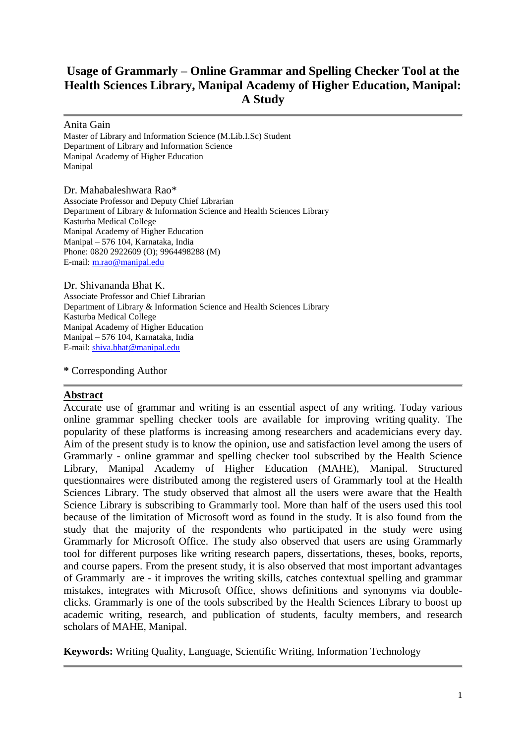# Usage of Grammarly – Online Grammar and Spelling Checker Tool at the Health Sciences Library, Manipal Academy of Higher Education, Manipal: A Study

---

Anita Gain
Master of Library and Information Science (M.Lib.I.Sc) Student
Department of Library and Information Science
Manipal Academy of Higher Education
Manipal

Dr. Mahabaleshwara Rao*
Associate Professor and Deputy Chief Librarian
Department of Library & Information Science and Health Sciences Library
Kasturba Medical College
Manipal Academy of Higher Education
Manipal – 576 104, Karnataka, India
Phone: 0820 2922609 (O); 9964498288 (M)
E-mail: m.rao@manipal.edu

Dr. Shivananda Bhat K.
Associate Professor and Chief Librarian
Department of Library & Information Science and Health Sciences Library
Kasturba Medical College
Manipal Academy of Higher Education
Manipal – 576 104, Karnataka, India
E-mail: shiva.bhat@manipal.edu

**\*** Corresponding Author

---

## Abstract

Accurate use of grammar and writing is an essential aspect of any writing. Today various online grammar spelling checker tools are available for improving writing quality. The popularity of these platforms is increasing among researchers and academicians every day. Aim of the present study is to know the opinion, use and satisfaction level among the users of Grammarly - online grammar and spelling checker tool subscribed by the Health Science Library, Manipal Academy of Higher Education (MAHE), Manipal. Structured questionnaires were distributed among the registered users of Grammarly tool at the Health Sciences Library. The study observed that almost all the users were aware that the Health Science Library is subscribing to Grammarly tool. More than half of the users used this tool because of the limitation of Microsoft word as found in the study. It is also found from the study that the majority of the respondents who participated in the study were using Grammarly for Microsoft Office. The study also observed that users are using Grammarly tool for different purposes like writing research papers, dissertations, theses, books, reports, and course papers. From the present study, it is also observed that most important advantages of Grammarly are - it improves the writing skills, catches contextual spelling and grammar mistakes, integrates with Microsoft Office, shows definitions and synonyms via double-clicks. Grammarly is one of the tools subscribed by the Health Sciences Library to boost up academic writing, research, and publication of students, faculty members, and research scholars of MAHE, Manipal.

**Keywords:** Writing Quality, Language, Scientific Writing, Information Technology

---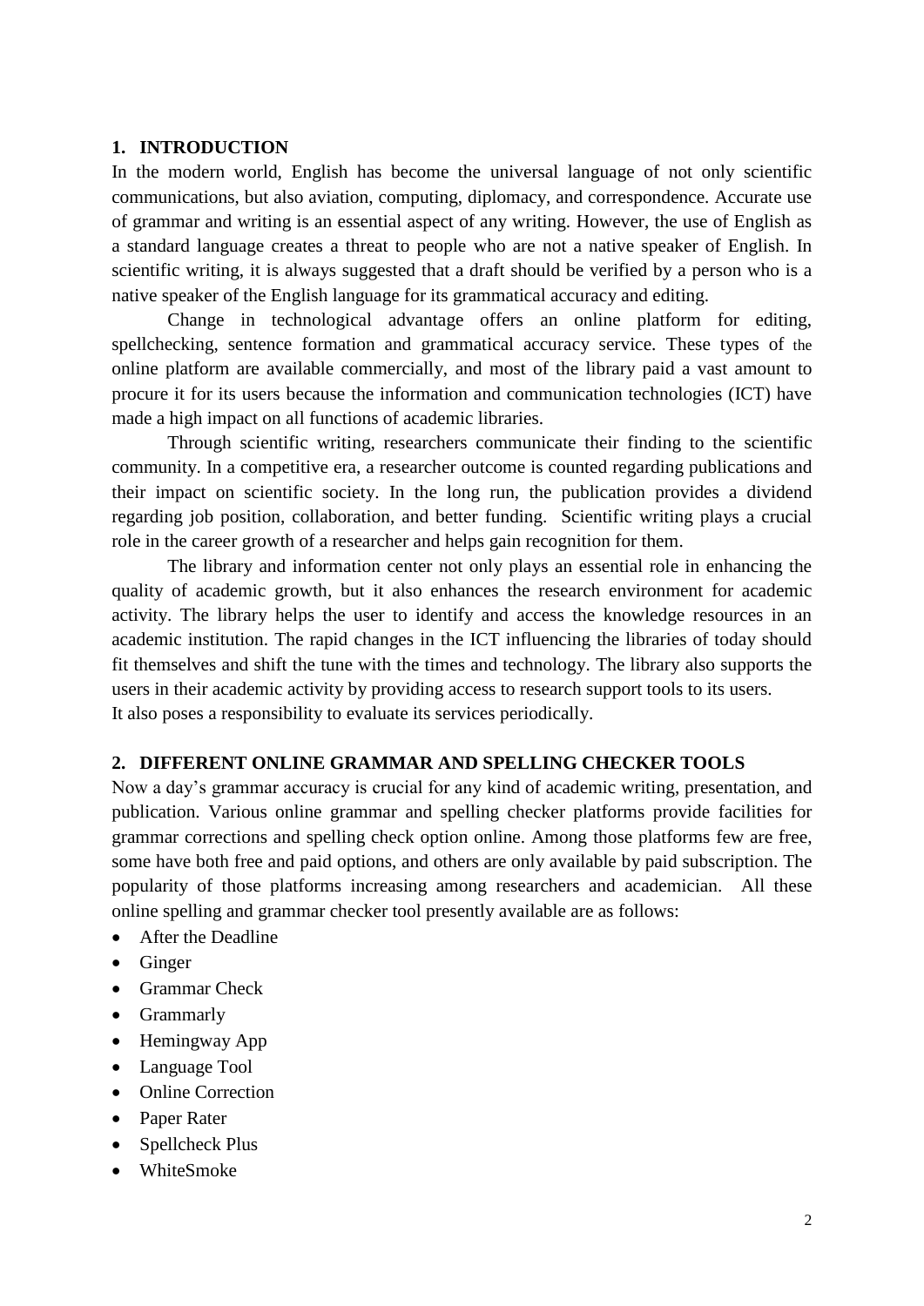## 1. INTRODUCTION

In the modern world, English has become the universal language of not only scientific communications, but also aviation, computing, diplomacy, and correspondence. Accurate use of grammar and writing is an essential aspect of any writing. However, the use of English as a standard language creates a threat to people who are not a native speaker of English. In scientific writing, it is always suggested that a draft should be verified by a person who is a native speaker of the English language for its grammatical accuracy and editing.

Change in technological advantage offers an online platform for editing, spellchecking, sentence formation and grammatical accuracy service. These types of the online platform are available commercially, and most of the library paid a vast amount to procure it for its users because the information and communication technologies (ICT) have made a high impact on all functions of academic libraries.

Through scientific writing, researchers communicate their finding to the scientific community. In a competitive era, a researcher outcome is counted regarding publications and their impact on scientific society. In the long run, the publication provides a dividend regarding job position, collaboration, and better funding. Scientific writing plays a crucial role in the career growth of a researcher and helps gain recognition for them.

The library and information center not only plays an essential role in enhancing the quality of academic growth, but it also enhances the research environment for academic activity. The library helps the user to identify and access the knowledge resources in an academic institution. The rapid changes in the ICT influencing the libraries of today should fit themselves and shift the tune with the times and technology. The library also supports the users in their academic activity by providing access to research support tools to its users.
It also poses a responsibility to evaluate its services periodically.

## 2. DIFFERENT ONLINE GRAMMAR AND SPELLING CHECKER TOOLS

Now a day's grammar accuracy is crucial for any kind of academic writing, presentation, and publication. Various online grammar and spelling checker platforms provide facilities for grammar corrections and spelling check option online. Among those platforms few are free, some have both free and paid options, and others are only available by paid subscription. The popularity of those platforms increasing among researchers and academician. All these online spelling and grammar checker tool presently available are as follows:

- After the Deadline
- Ginger
- Grammar Check
- Grammarly
- Hemingway App
- Language Tool
- Online Correction
- Paper Rater
- Spellcheck Plus
- WhiteSmoke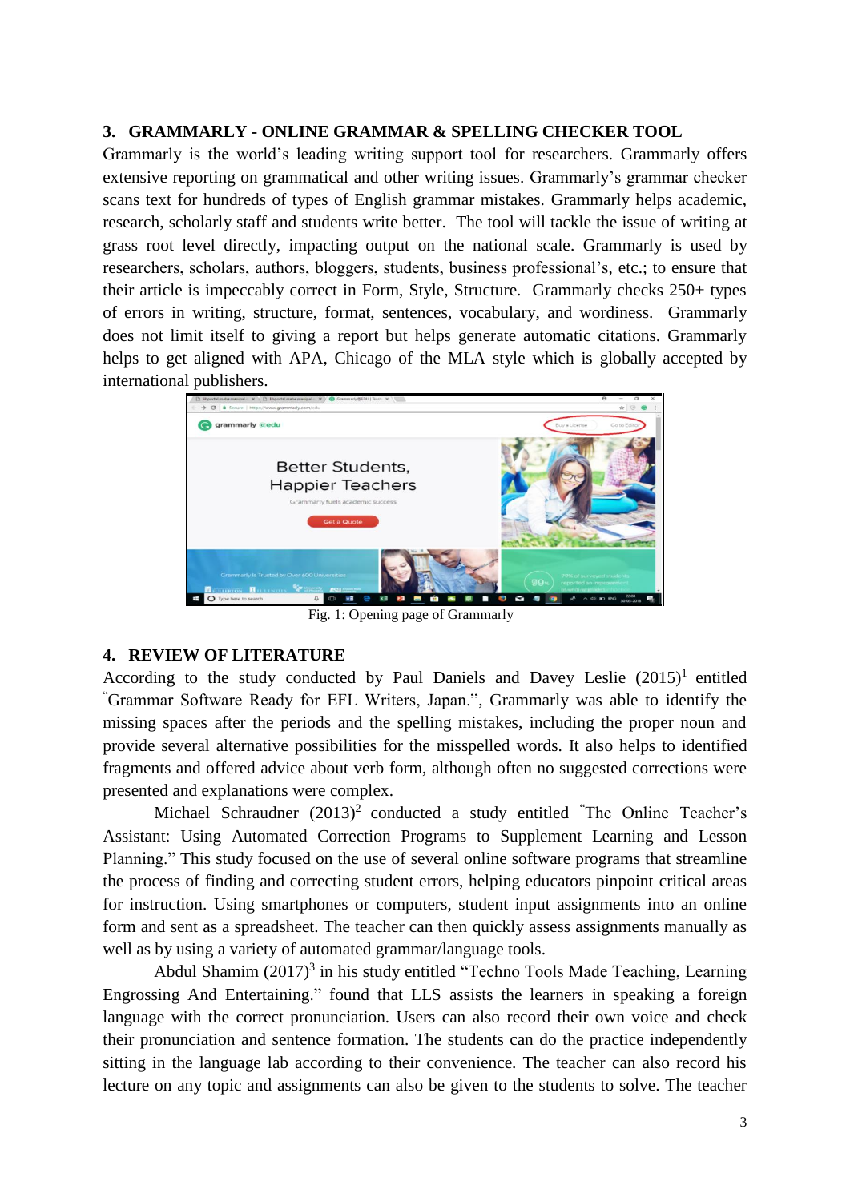## 3. GRAMMARLY - ONLINE GRAMMAR & SPELLING CHECKER TOOL

Grammarly is the world's leading writing support tool for researchers. Grammarly offers extensive reporting on grammatical and other writing issues. Grammarly's grammar checker scans text for hundreds of types of English grammar mistakes. Grammarly helps academic, research, scholarly staff and students write better. The tool will tackle the issue of writing at grass root level directly, impacting output on the national scale. Grammarly is used by researchers, scholars, authors, bloggers, students, business professional's, etc.; to ensure that their article is impeccably correct in Form, Style, Structure. Grammarly checks 250+ types of errors in writing, structure, format, sentences, vocabulary, and wordiness. Grammarly does not limit itself to giving a report but helps generate automatic citations. Grammarly helps to get aligned with APA, Chicago of the MLA style which is globally accepted by international publishers.

Fig. 1: Opening page of Grammarly

## 4. REVIEW OF LITERATURE

According to the study conducted by Paul Daniels and Davey Leslie (2015)[1] entitled "Grammar Software Ready for EFL Writers, Japan.", Grammarly was able to identify the missing spaces after the periods and the spelling mistakes, including the proper noun and provide several alternative possibilities for the misspelled words. It also helps to identified fragments and offered advice about verb form, although often no suggested corrections were presented and explanations were complex.

Michael Schraudner (2013)[2] conducted a study entitled "The Online Teacher's Assistant: Using Automated Correction Programs to Supplement Learning and Lesson Planning." This study focused on the use of several online software programs that streamline the process of finding and correcting student errors, helping educators pinpoint critical areas for instruction. Using smartphones or computers, student input assignments into an online form and sent as a spreadsheet. The teacher can then quickly assess assignments manually as well as by using a variety of automated grammar/language tools.

Abdul Shamim (2017)[3] in his study entitled "Techno Tools Made Teaching, Learning Engrossing And Entertaining." found that LLS assists the learners in speaking a foreign language with the correct pronunciation. Users can also record their own voice and check their pronunciation and sentence formation. The students can do the practice independently sitting in the language lab according to their convenience. The teacher can also record his lecture on any topic and assignments can also be given to the students to solve. The teacher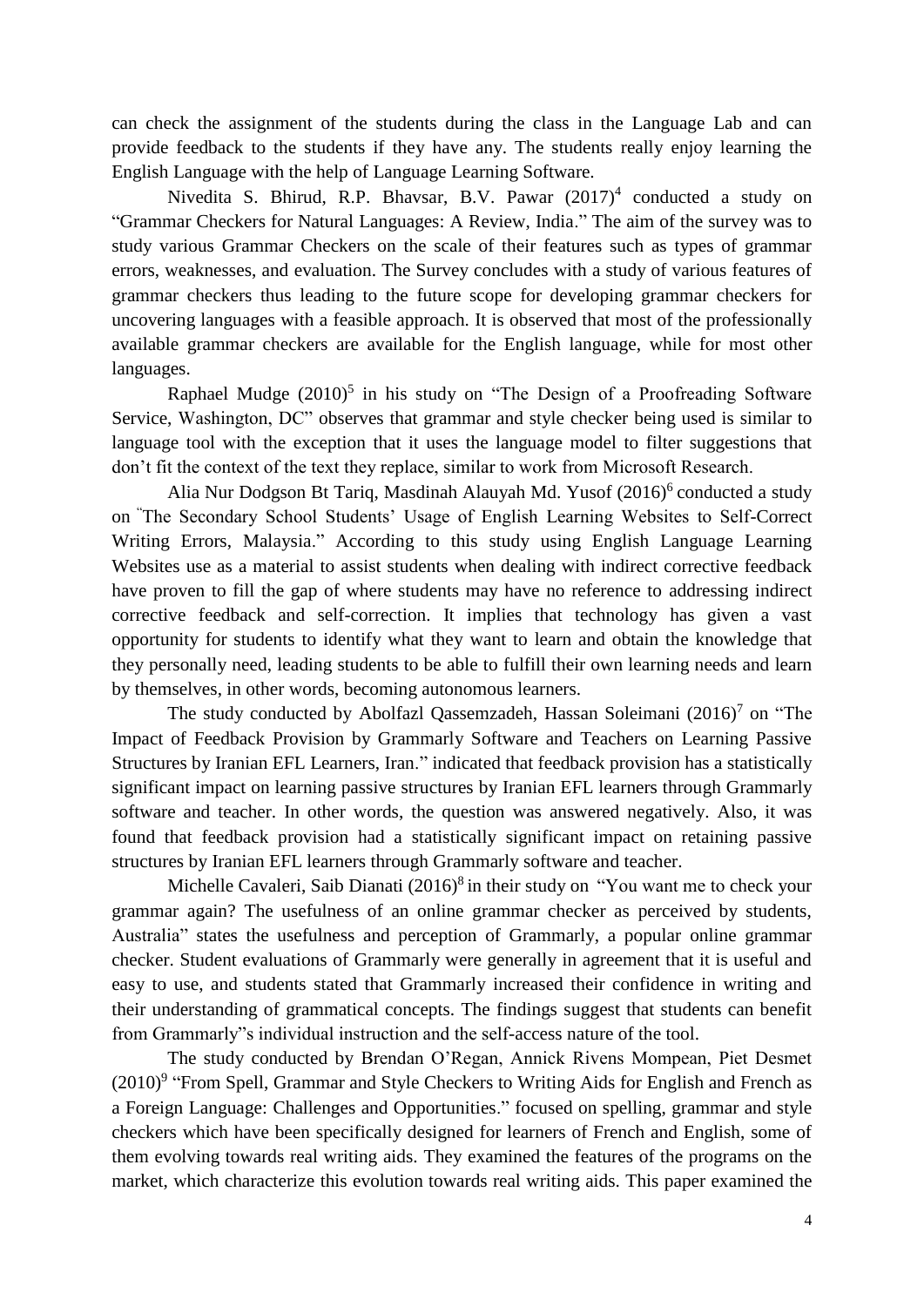can check the assignment of the students during the class in the Language Lab and can provide feedback to the students if they have any. The students really enjoy learning the English Language with the help of Language Learning Software.

Nivedita S. Bhirud, R.P. Bhavsar, B.V. Pawar (2017)[4] conducted a study on "Grammar Checkers for Natural Languages: A Review, India." The aim of the survey was to study various Grammar Checkers on the scale of their features such as types of grammar errors, weaknesses, and evaluation. The Survey concludes with a study of various features of grammar checkers thus leading to the future scope for developing grammar checkers for uncovering languages with a feasible approach. It is observed that most of the professionally available grammar checkers are available for the English language, while for most other languages.

Raphael Mudge (2010)[5] in his study on "The Design of a Proofreading Software Service, Washington, DC" observes that grammar and style checker being used is similar to language tool with the exception that it uses the language model to filter suggestions that don't fit the context of the text they replace, similar to work from Microsoft Research.

Alia Nur Dodgson Bt Tariq, Masdinah Alauyah Md. Yusof (2016)[6] conducted a study on "The Secondary School Students' Usage of English Learning Websites to Self-Correct Writing Errors, Malaysia." According to this study using English Language Learning Websites use as a material to assist students when dealing with indirect corrective feedback have proven to fill the gap of where students may have no reference to addressing indirect corrective feedback and self-correction. It implies that technology has given a vast opportunity for students to identify what they want to learn and obtain the knowledge that they personally need, leading students to be able to fulfill their own learning needs and learn by themselves, in other words, becoming autonomous learners.

The study conducted by Abolfazl Qassemzadeh, Hassan Soleimani (2016)[7] on "The Impact of Feedback Provision by Grammarly Software and Teachers on Learning Passive Structures by Iranian EFL Learners, Iran." indicated that feedback provision has a statistically significant impact on learning passive structures by Iranian EFL learners through Grammarly software and teacher. In other words, the question was answered negatively. Also, it was found that feedback provision had a statistically significant impact on retaining passive structures by Iranian EFL learners through Grammarly software and teacher.

Michelle Cavaleri, Saib Dianati (2016)[8] in their study on "You want me to check your grammar again? The usefulness of an online grammar checker as perceived by students, Australia" states the usefulness and perception of Grammarly, a popular online grammar checker. Student evaluations of Grammarly were generally in agreement that it is useful and easy to use, and students stated that Grammarly increased their confidence in writing and their understanding of grammatical concepts. The findings suggest that students can benefit from Grammarly"s individual instruction and the self-access nature of the tool.

The study conducted by Brendan O'Regan, Annick Rivens Mompean, Piet Desmet (2010)[9] "From Spell, Grammar and Style Checkers to Writing Aids for English and French as a Foreign Language: Challenges and Opportunities." focused on spelling, grammar and style checkers which have been specifically designed for learners of French and English, some of them evolving towards real writing aids. They examined the features of the programs on the market, which characterize this evolution towards real writing aids. This paper examined the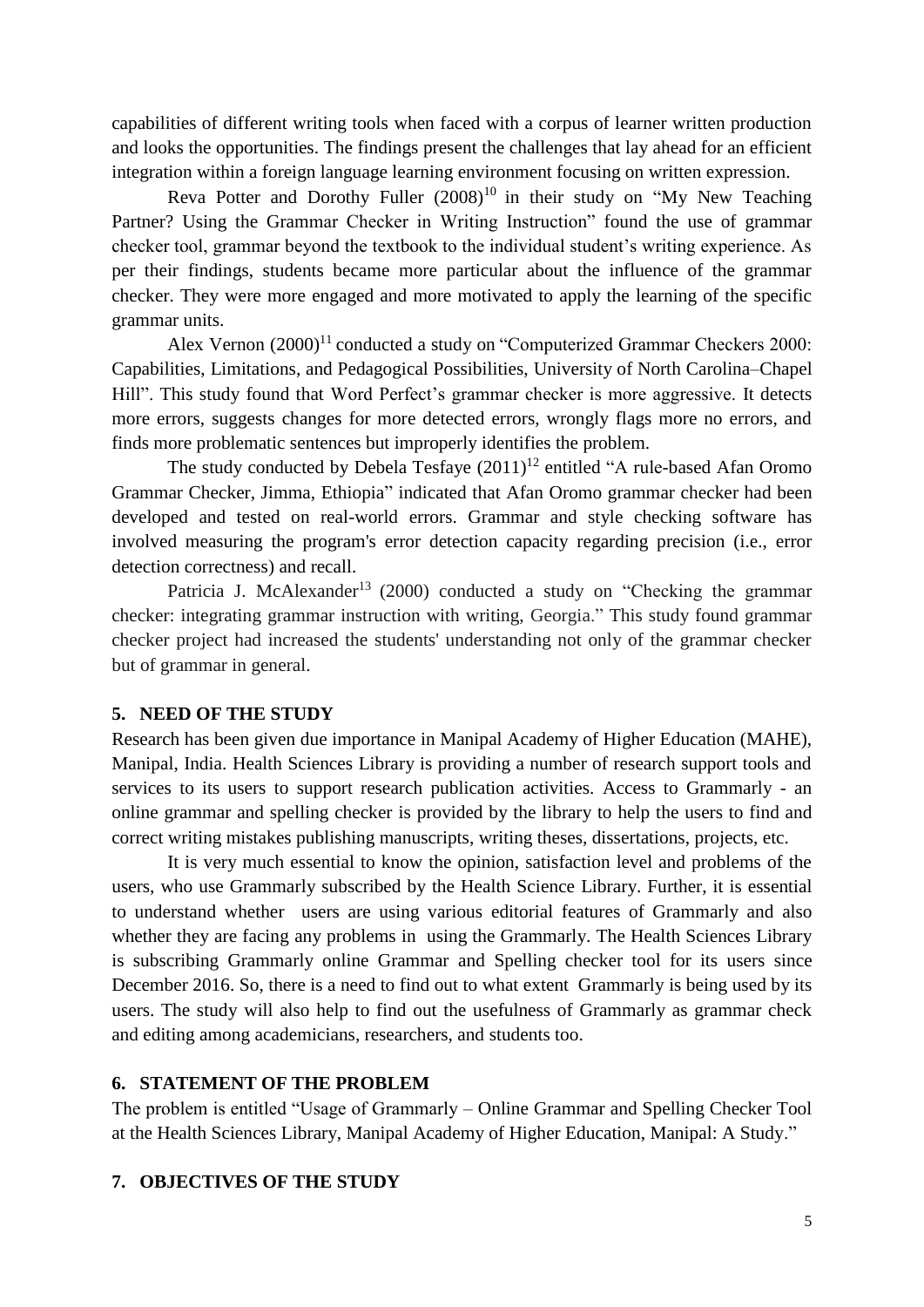capabilities of different writing tools when faced with a corpus of learner written production and looks the opportunities. The findings present the challenges that lay ahead for an efficient integration within a foreign language learning environment focusing on written expression.

Reva Potter and Dorothy Fuller (2008)[10] in their study on "My New Teaching Partner? Using the Grammar Checker in Writing Instruction" found the use of grammar checker tool, grammar beyond the textbook to the individual student's writing experience. As per their findings, students became more particular about the influence of the grammar checker. They were more engaged and more motivated to apply the learning of the specific grammar units.

Alex Vernon (2000)[11] conducted a study on "Computerized Grammar Checkers 2000: Capabilities, Limitations, and Pedagogical Possibilities, University of North Carolina–Chapel Hill". This study found that Word Perfect's grammar checker is more aggressive. It detects more errors, suggests changes for more detected errors, wrongly flags more no errors, and finds more problematic sentences but improperly identifies the problem.

The study conducted by Debela Tesfaye (2011)[12] entitled "A rule-based Afan Oromo Grammar Checker, Jimma, Ethiopia" indicated that Afan Oromo grammar checker had been developed and tested on real-world errors. Grammar and style checking software has involved measuring the program's error detection capacity regarding precision (i.e., error detection correctness) and recall.

Patricia J. McAlexander[13] (2000) conducted a study on "Checking the grammar checker: integrating grammar instruction with writing, Georgia." This study found grammar checker project had increased the students' understanding not only of the grammar checker but of grammar in general.

## 5. NEED OF THE STUDY

Research has been given due importance in Manipal Academy of Higher Education (MAHE), Manipal, India. Health Sciences Library is providing a number of research support tools and services to its users to support research publication activities. Access to Grammarly - an online grammar and spelling checker is provided by the library to help the users to find and correct writing mistakes publishing manuscripts, writing theses, dissertations, projects, etc.

It is very much essential to know the opinion, satisfaction level and problems of the users, who use Grammarly subscribed by the Health Science Library. Further, it is essential to understand whether users are using various editorial features of Grammarly and also whether they are facing any problems in using the Grammarly. The Health Sciences Library is subscribing Grammarly online Grammar and Spelling checker tool for its users since December 2016. So, there is a need to find out to what extent Grammarly is being used by its users. The study will also help to find out the usefulness of Grammarly as grammar check and editing among academicians, researchers, and students too.

## 6. STATEMENT OF THE PROBLEM

The problem is entitled "Usage of Grammarly – Online Grammar and Spelling Checker Tool at the Health Sciences Library, Manipal Academy of Higher Education, Manipal: A Study."

## 7. OBJECTIVES OF THE STUDY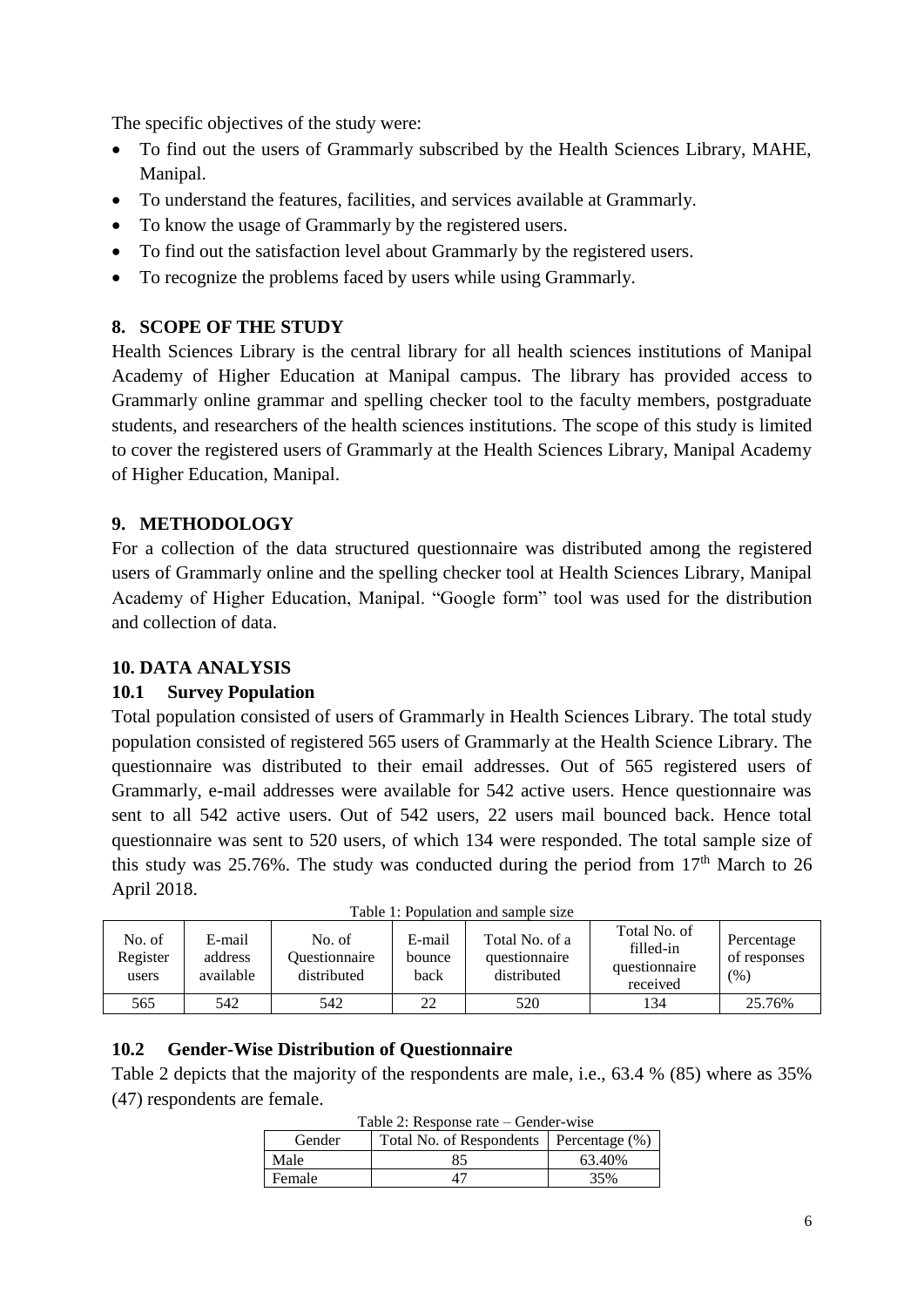The specific objectives of the study were:

- To find out the users of Grammarly subscribed by the Health Sciences Library, MAHE, Manipal.
- To understand the features, facilities, and services available at Grammarly.
- To know the usage of Grammarly by the registered users.
- To find out the satisfaction level about Grammarly by the registered users.
- To recognize the problems faced by users while using Grammarly.

## 8. SCOPE OF THE STUDY

Health Sciences Library is the central library for all health sciences institutions of Manipal Academy of Higher Education at Manipal campus. The library has provided access to Grammarly online grammar and spelling checker tool to the faculty members, postgraduate students, and researchers of the health sciences institutions. The scope of this study is limited to cover the registered users of Grammarly at the Health Sciences Library, Manipal Academy of Higher Education, Manipal.

## 9. METHODOLOGY

For a collection of the data structured questionnaire was distributed among the registered users of Grammarly online and the spelling checker tool at Health Sciences Library, Manipal Academy of Higher Education, Manipal. "Google form" tool was used for the distribution and collection of data.

## 10. DATA ANALYSIS

### 10.1 Survey Population

Total population consisted of users of Grammarly in Health Sciences Library. The total study population consisted of registered 565 users of Grammarly at the Health Science Library. The questionnaire was distributed to their email addresses. Out of 565 registered users of Grammarly, e-mail addresses were available for 542 active users. Hence questionnaire was sent to all 542 active users. Out of 542 users, 22 users mail bounced back. Hence total questionnaire was sent to 520 users, of which 134 were responded. The total sample size of this study was 25.76%. The study was conducted during the period from 17th March to 26 April 2018.

Table 1: Population and sample size

| No. of Register users | E-mail address available | No. of Questionnaire distributed | E-mail bounce back | Total No. of a questionnaire distributed | Total No. of filled-in questionnaire received | Percentage of responses (%) |
|---|---|---|---|---|---|---|
| 565 | 542 | 542 | 22 | 520 | 134 | 25.76% |

### 10.2 Gender-Wise Distribution of Questionnaire

Table 2 depicts that the majority of the respondents are male, i.e., 63.4 % (85) where as 35% (47) respondents are female.

Table 2: Response rate – Gender-wise

| Gender | Total No. of Respondents | Percentage (%) |
|---|---|---|
| Male | 85 | 63.40% |
| Female | 47 | 35% |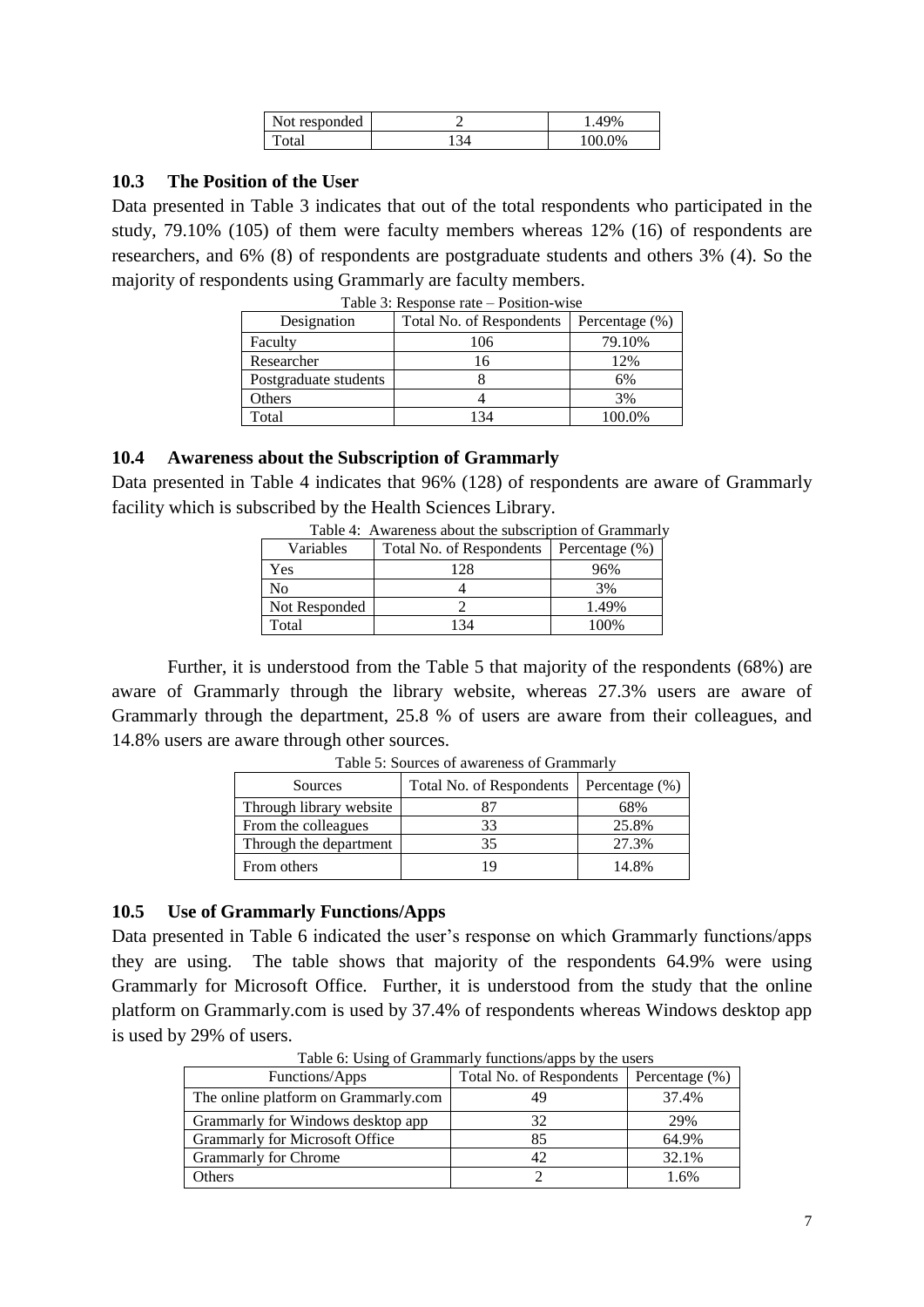| Not responded | 2 | 1.49% |
|---|---|---|
| Total | 134 | 100.0% |

### 10.3 The Position of the User

Data presented in Table 3 indicates that out of the total respondents who participated in the study, 79.10% (105) of them were faculty members whereas 12% (16) of respondents are researchers, and 6% (8) of respondents are postgraduate students and others 3% (4). So the majority of respondents using Grammarly are faculty members.

Table 3: Response rate – Position-wise

| Designation | Total No. of Respondents | Percentage (%) |
|---|---|---|
| Faculty | 106 | 79.10% |
| Researcher | 16 | 12% |
| Postgraduate students | 8 | 6% |
| Others | 4 | 3% |
| Total | 134 | 100.0% |

### 10.4 Awareness about the Subscription of Grammarly

Data presented in Table 4 indicates that 96% (128) of respondents are aware of Grammarly facility which is subscribed by the Health Sciences Library.

Table 4: Awareness about the subscription of Grammarly

| Variables | Total No. of Respondents | Percentage (%) |
|---|---|---|
| Yes | 128 | 96% |
| No | 4 | 3% |
| Not Responded | 2 | 1.49% |
| Total | 134 | 100% |

Further, it is understood from the Table 5 that majority of the respondents (68%) are aware of Grammarly through the library website, whereas 27.3% users are aware of Grammarly through the department, 25.8 % of users are aware from their colleagues, and 14.8% users are aware through other sources.

Table 5: Sources of awareness of Grammarly

| Sources | Total No. of Respondents | Percentage (%) |
|---|---|---|
| Through library website | 87 | 68% |
| From the colleagues | 33 | 25.8% |
| Through the department | 35 | 27.3% |
| From others | 19 | 14.8% |

### 10.5 Use of Grammarly Functions/Apps

Data presented in Table 6 indicated the user's response on which Grammarly functions/apps they are using. The table shows that majority of the respondents 64.9% were using Grammarly for Microsoft Office. Further, it is understood from the study that the online platform on Grammarly.com is used by 37.4% of respondents whereas Windows desktop app is used by 29% of users.

Table 6: Using of Grammarly functions/apps by the users

| Functions/Apps | Total No. of Respondents | Percentage (%) |
|---|---|---|
| The online platform on Grammarly.com | 49 | 37.4% |
| Grammarly for Windows desktop app | 32 | 29% |
| Grammarly for Microsoft Office | 85 | 64.9% |
| Grammarly for Chrome | 42 | 32.1% |
| Others | 2 | 1.6% |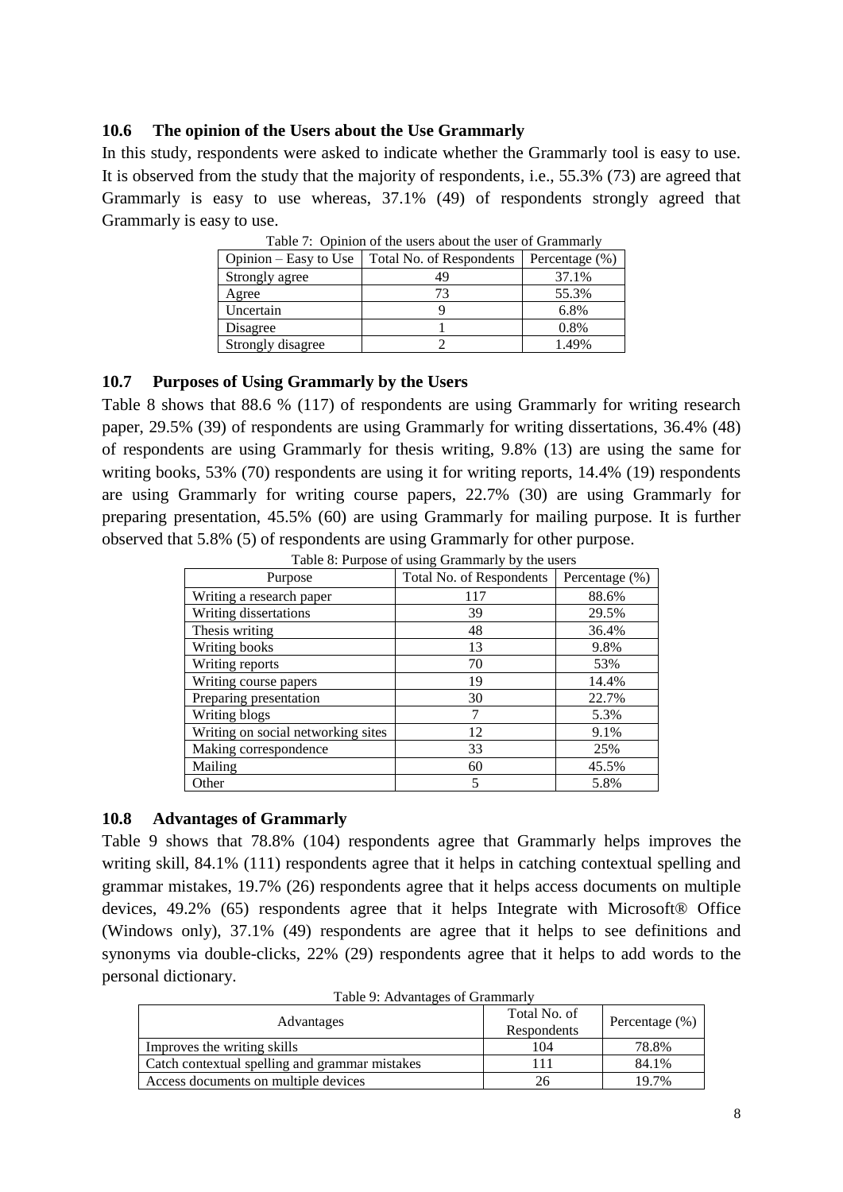### 10.6 The opinion of the Users about the Use Grammarly

In this study, respondents were asked to indicate whether the Grammarly tool is easy to use. It is observed from the study that the majority of respondents, i.e., 55.3% (73) are agreed that Grammarly is easy to use whereas, 37.1% (49) of respondents strongly agreed that Grammarly is easy to use.

Table 7: Opinion of the users about the user of Grammarly

| Opinion – Easy to Use | Total No. of Respondents | Percentage (%) |
|---|---|---|
| Strongly agree | 49 | 37.1% |
| Agree | 73 | 55.3% |
| Uncertain | 9 | 6.8% |
| Disagree | 1 | 0.8% |
| Strongly disagree | 2 | 1.49% |

### 10.7 Purposes of Using Grammarly by the Users

Table 8 shows that 88.6 % (117) of respondents are using Grammarly for writing research paper, 29.5% (39) of respondents are using Grammarly for writing dissertations, 36.4% (48) of respondents are using Grammarly for thesis writing, 9.8% (13) are using the same for writing books, 53% (70) respondents are using it for writing reports, 14.4% (19) respondents are using Grammarly for writing course papers, 22.7% (30) are using Grammarly for preparing presentation, 45.5% (60) are using Grammarly for mailing purpose. It is further observed that 5.8% (5) of respondents are using Grammarly for other purpose.

Table 8: Purpose of using Grammarly by the users

| Purpose | Total No. of Respondents | Percentage (%) |
|---|---|---|
| Writing a research paper | 117 | 88.6% |
| Writing dissertations | 39 | 29.5% |
| Thesis writing | 48 | 36.4% |
| Writing books | 13 | 9.8% |
| Writing reports | 70 | 53% |
| Writing course papers | 19 | 14.4% |
| Preparing presentation | 30 | 22.7% |
| Writing blogs | 7 | 5.3% |
| Writing on social networking sites | 12 | 9.1% |
| Making correspondence | 33 | 25% |
| Mailing | 60 | 45.5% |
| Other | 5 | 5.8% |

### 10.8 Advantages of Grammarly

Table 9 shows that 78.8% (104) respondents agree that Grammarly helps improves the writing skill, 84.1% (111) respondents agree that it helps in catching contextual spelling and grammar mistakes, 19.7% (26) respondents agree that it helps access documents on multiple devices, 49.2% (65) respondents agree that it helps Integrate with Microsoft® Office (Windows only), 37.1% (49) respondents are agree that it helps to see definitions and synonyms via double-clicks, 22% (29) respondents agree that it helps to add words to the personal dictionary.

Table 9: Advantages of Grammarly

| Advantages | Total No. of Respondents | Percentage (%) |
|---|---|---|
| Improves the writing skills | 104 | 78.8% |
| Catch contextual spelling and grammar mistakes | 111 | 84.1% |
| Access documents on multiple devices | 26 | 19.7% |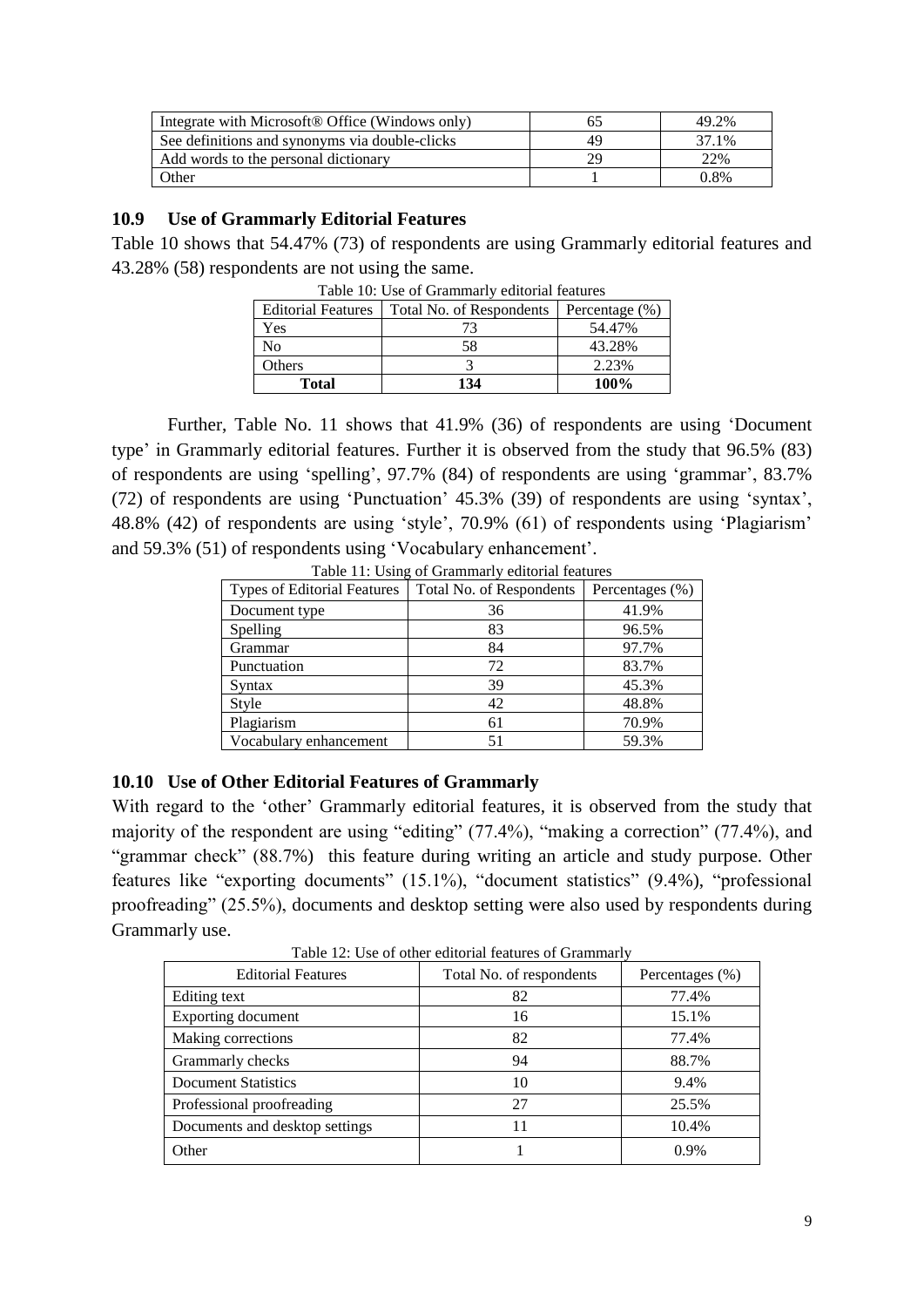| Integrate with Microsoft® Office (Windows only) | 65 | 49.2% |
| --- | --- | --- |
| See definitions and synonyms via double-clicks | 49 | 37.1% |
| Add words to the personal dictionary | 29 | 22% |
| Other | 1 | 0.8% |

### 10.9 Use of Grammarly Editorial Features

Table 10 shows that 54.47% (73) of respondents are using Grammarly editorial features and 43.28% (58) respondents are not using the same.

Table 10: Use of Grammarly editorial features

| Editorial Features | Total No. of Respondents | Percentage (%) |
| --- | --- | --- |
| Yes | 73 | 54.47% |
| No | 58 | 43.28% |
| Others | 3 | 2.23% |
| **Total** | **134** | **100%** |

Further, Table No. 11 shows that 41.9% (36) of respondents are using 'Document type' in Grammarly editorial features. Further it is observed from the study that 96.5% (83) of respondents are using 'spelling', 97.7% (84) of respondents are using 'grammar', 83.7% (72) of respondents are using 'Punctuation' 45.3% (39) of respondents are using 'syntax', 48.8% (42) of respondents are using 'style', 70.9% (61) of respondents using 'Plagiarism' and 59.3% (51) of respondents using 'Vocabulary enhancement'.

Table 11: Using of Grammarly editorial features

| Types of Editorial Features | Total No. of Respondents | Percentages (%) |
| --- | --- | --- |
| Document type | 36 | 41.9% |
| Spelling | 83 | 96.5% |
| Grammar | 84 | 97.7% |
| Punctuation | 72 | 83.7% |
| Syntax | 39 | 45.3% |
| Style | 42 | 48.8% |
| Plagiarism | 61 | 70.9% |
| Vocabulary enhancement | 51 | 59.3% |

### 10.10 Use of Other Editorial Features of Grammarly

With regard to the 'other' Grammarly editorial features, it is observed from the study that majority of the respondent are using "editing" (77.4%), "making a correction" (77.4%), and "grammar check" (88.7%) this feature during writing an article and study purpose. Other features like "exporting documents" (15.1%), "document statistics" (9.4%), "professional proofreading" (25.5%), documents and desktop setting were also used by respondents during Grammarly use.

Table 12: Use of other editorial features of Grammarly

| Editorial Features | Total No. of respondents | Percentages (%) |
| --- | --- | --- |
| Editing text | 82 | 77.4% |
| Exporting document | 16 | 15.1% |
| Making corrections | 82 | 77.4% |
| Grammarly checks | 94 | 88.7% |
| Document Statistics | 10 | 9.4% |
| Professional proofreading | 27 | 25.5% |
| Documents and desktop settings | 11 | 10.4% |
| Other | 1 | 0.9% |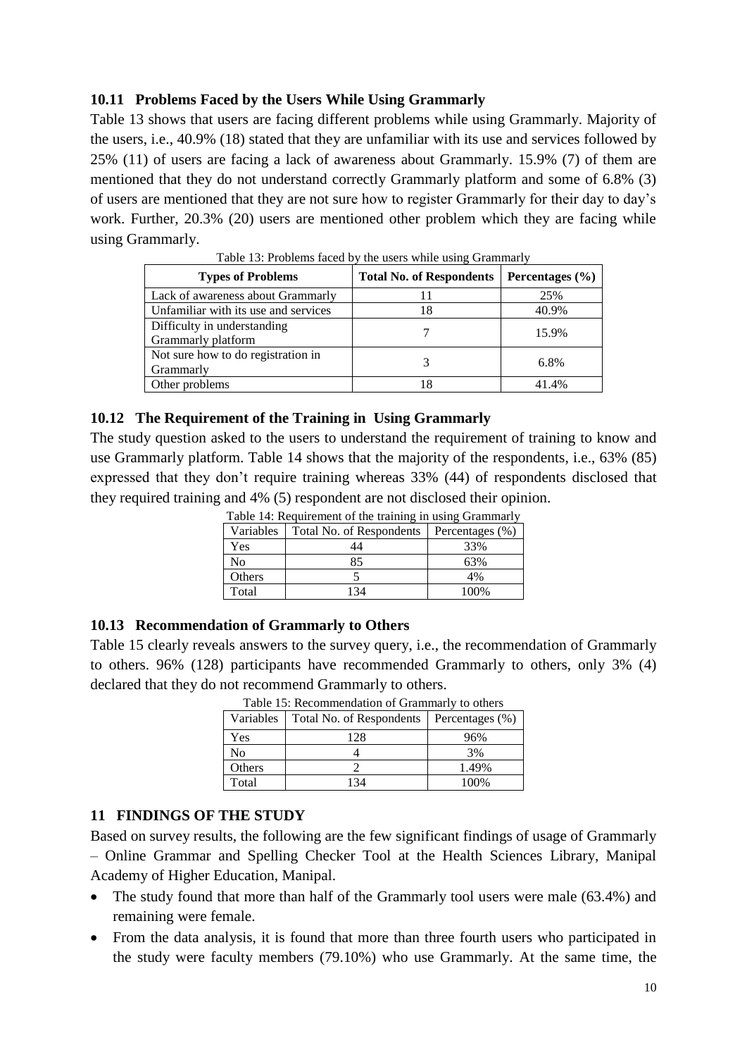### 10.11 Problems Faced by the Users While Using Grammarly

Table 13 shows that users are facing different problems while using Grammarly. Majority of the users, i.e., 40.9% (18) stated that they are unfamiliar with its use and services followed by 25% (11) of users are facing a lack of awareness about Grammarly. 15.9% (7) of them are mentioned that they do not understand correctly Grammarly platform and some of 6.8% (3) of users are mentioned that they are not sure how to register Grammarly for their day to day's work. Further, 20.3% (20) users are mentioned other problem which they are facing while using Grammarly.

Table 13: Problems faced by the users while using Grammarly

| **Types of Problems** | **Total No. of Respondents** | **Percentages (%)** |
|---|---|---|
| Lack of awareness about Grammarly | 11 | 25% |
| Unfamiliar with its use and services | 18 | 40.9% |
| Difficulty in understanding Grammarly platform | 7 | 15.9% |
| Not sure how to do registration in Grammarly | 3 | 6.8% |
| Other problems | 18 | 41.4% |

### 10.12 The Requirement of the Training in Using Grammarly

The study question asked to the users to understand the requirement of training to know and use Grammarly platform. Table 14 shows that the majority of the respondents, i.e., 63% (85) expressed that they don't require training whereas 33% (44) of respondents disclosed that they required training and 4% (5) respondent are not disclosed their opinion.

Table 14: Requirement of the training in using Grammarly

| Variables | Total No. of Respondents | Percentages (%) |
|---|---|---|
| Yes | 44 | 33% |
| No | 85 | 63% |
| Others | 5 | 4% |
| Total | 134 | 100% |

### 10.13 Recommendation of Grammarly to Others

Table 15 clearly reveals answers to the survey query, i.e., the recommendation of Grammarly to others. 96% (128) participants have recommended Grammarly to others, only 3% (4) declared that they do not recommend Grammarly to others.

Table 15: Recommendation of Grammarly to others

| Variables | Total No. of Respondents | Percentages (%) |
|---|---|---|
| Yes | 128 | 96% |
| No | 4 | 3% |
| Others | 2 | 1.49% |
| Total | 134 | 100% |

## 11 FINDINGS OF THE STUDY

Based on survey results, the following are the few significant findings of usage of Grammarly – Online Grammar and Spelling Checker Tool at the Health Sciences Library, Manipal Academy of Higher Education, Manipal.

- The study found that more than half of the Grammarly tool users were male (63.4%) and remaining were female.
- From the data analysis, it is found that more than three fourth users who participated in the study were faculty members (79.10%) who use Grammarly. At the same time, the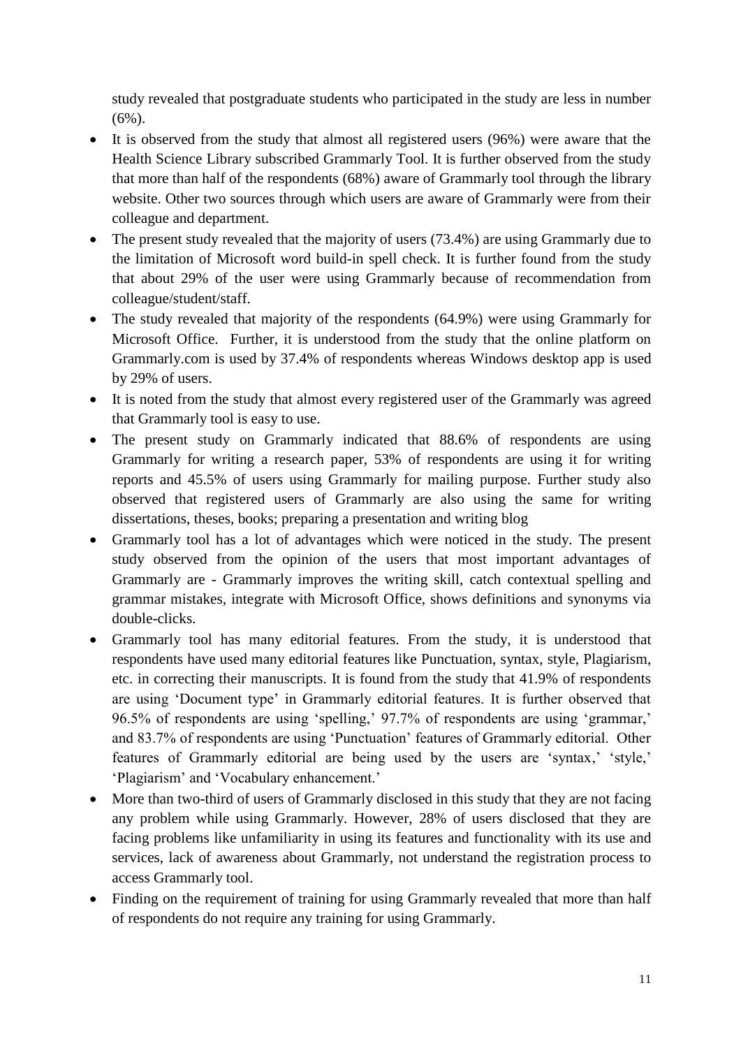study revealed that postgraduate students who participated in the study are less in number (6%).

- It is observed from the study that almost all registered users (96%) were aware that the Health Science Library subscribed Grammarly Tool. It is further observed from the study that more than half of the respondents (68%) aware of Grammarly tool through the library website. Other two sources through which users are aware of Grammarly were from their colleague and department.
- The present study revealed that the majority of users (73.4%) are using Grammarly due to the limitation of Microsoft word build-in spell check. It is further found from the study that about 29% of the user were using Grammarly because of recommendation from colleague/student/staff.
- The study revealed that majority of the respondents (64.9%) were using Grammarly for Microsoft Office. Further, it is understood from the study that the online platform on Grammarly.com is used by 37.4% of respondents whereas Windows desktop app is used by 29% of users.
- It is noted from the study that almost every registered user of the Grammarly was agreed that Grammarly tool is easy to use.
- The present study on Grammarly indicated that 88.6% of respondents are using Grammarly for writing a research paper, 53% of respondents are using it for writing reports and 45.5% of users using Grammarly for mailing purpose. Further study also observed that registered users of Grammarly are also using the same for writing dissertations, theses, books; preparing a presentation and writing blog
- Grammarly tool has a lot of advantages which were noticed in the study. The present study observed from the opinion of the users that most important advantages of Grammarly are - Grammarly improves the writing skill, catch contextual spelling and grammar mistakes, integrate with Microsoft Office, shows definitions and synonyms via double-clicks.
- Grammarly tool has many editorial features. From the study, it is understood that respondents have used many editorial features like Punctuation, syntax, style, Plagiarism, etc. in correcting their manuscripts. It is found from the study that 41.9% of respondents are using 'Document type' in Grammarly editorial features. It is further observed that 96.5% of respondents are using 'spelling,' 97.7% of respondents are using 'grammar,' and 83.7% of respondents are using 'Punctuation' features of Grammarly editorial. Other features of Grammarly editorial are being used by the users are 'syntax,' 'style,' 'Plagiarism' and 'Vocabulary enhancement.'
- More than two-third of users of Grammarly disclosed in this study that they are not facing any problem while using Grammarly. However, 28% of users disclosed that they are facing problems like unfamiliarity in using its features and functionality with its use and services, lack of awareness about Grammarly, not understand the registration process to access Grammarly tool.
- Finding on the requirement of training for using Grammarly revealed that more than half of respondents do not require any training for using Grammarly.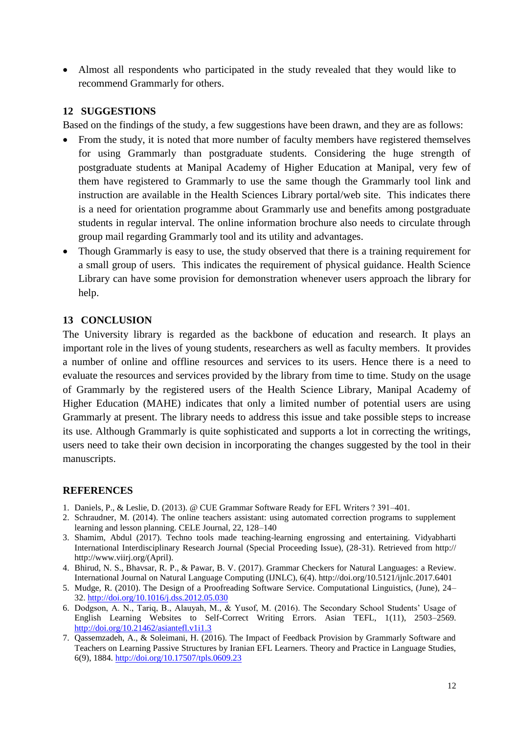- Almost all respondents who participated in the study revealed that they would like to recommend Grammarly for others.

## 12 SUGGESTIONS

Based on the findings of the study, a few suggestions have been drawn, and they are as follows:

- From the study, it is noted that more number of faculty members have registered themselves for using Grammarly than postgraduate students. Considering the huge strength of postgraduate students at Manipal Academy of Higher Education at Manipal, very few of them have registered to Grammarly to use the same though the Grammarly tool link and instruction are available in the Health Sciences Library portal/web site. This indicates there is a need for orientation programme about Grammarly use and benefits among postgraduate students in regular interval. The online information brochure also needs to circulate through group mail regarding Grammarly tool and its utility and advantages.
- Though Grammarly is easy to use, the study observed that there is a training requirement for a small group of users. This indicates the requirement of physical guidance. Health Science Library can have some provision for demonstration whenever users approach the library for help.

## 13 CONCLUSION

The University library is regarded as the backbone of education and research. It plays an important role in the lives of young students, researchers as well as faculty members. It provides a number of online and offline resources and services to its users. Hence there is a need to evaluate the resources and services provided by the library from time to time. Study on the usage of Grammarly by the registered users of the Health Science Library, Manipal Academy of Higher Education (MAHE) indicates that only a limited number of potential users are using Grammarly at present. The library needs to address this issue and take possible steps to increase its use. Although Grammarly is quite sophisticated and supports a lot in correcting the writings, users need to take their own decision in incorporating the changes suggested by the tool in their manuscripts.

## REFERENCES

1. Daniels, P., & Leslie, D. (2013). @ CUE Grammar Software Ready for EFL Writers ? 391–401.
2. Schraudner, M. (2014). The online teachers assistant: using automated correction programs to supplement learning and lesson planning. CELE Journal, 22, 128–140
3. Shamim, Abdul (2017). Techno tools made teaching-learning engrossing and entertaining. Vidyabharti International Interdisciplinary Research Journal (Special Proceeding Issue), (28-31). Retrieved from http:// http://www.viirj.org/(April).
4. Bhirud, N. S., Bhavsar, R. P., & Pawar, B. V. (2017). Grammar Checkers for Natural Languages: a Review. International Journal on Natural Language Computing (IJNLC), 6(4). http://doi.org/10.5121/ijnlc.2017.6401
5. Mudge, R. (2010). The Design of a Proofreading Software Service. Computational Linguistics, (June), 24–32. http://doi.org/10.1016/j.dss.2012.05.030
6. Dodgson, A. N., Tariq, B., Alauyah, M., & Yusof, M. (2016). The Secondary School Students' Usage of English Learning Websites to Self-Correct Writing Errors. Asian TEFL, 1(11), 2503–2569. http://doi.org/10.21462/asiantefl.v1i1.3
7. Qassemzadeh, A., & Soleimani, H. (2016). The Impact of Feedback Provision by Grammarly Software and Teachers on Learning Passive Structures by Iranian EFL Learners. Theory and Practice in Language Studies, 6(9), 1884. http://doi.org/10.17507/tpls.0609.23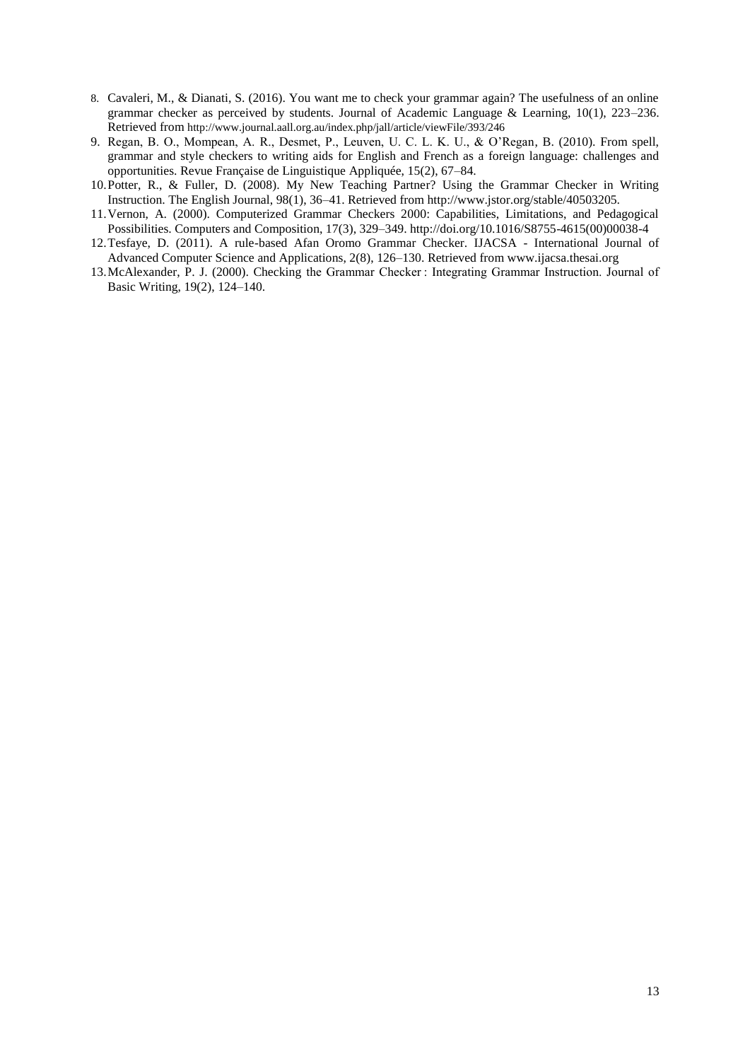8. Cavaleri, M., & Dianati, S. (2016). You want me to check your grammar again? The usefulness of an online grammar checker as perceived by students. Journal of Academic Language & Learning, 10(1), 223–236. Retrieved from http://www.journal.aall.org.au/index.php/jall/article/viewFile/393/246
9. Regan, B. O., Mompean, A. R., Desmet, P., Leuven, U. C. L. K. U., & O'Regan, B. (2010). From spell, grammar and style checkers to writing aids for English and French as a foreign language: challenges and opportunities. Revue Française de Linguistique Appliquée, 15(2), 67–84.
10. Potter, R., & Fuller, D. (2008). My New Teaching Partner? Using the Grammar Checker in Writing Instruction. The English Journal, 98(1), 36–41. Retrieved from http://www.jstor.org/stable/40503205.
11. Vernon, A. (2000). Computerized Grammar Checkers 2000: Capabilities, Limitations, and Pedagogical Possibilities. Computers and Composition, 17(3), 329–349. http://doi.org/10.1016/S8755-4615(00)00038-4
12. Tesfaye, D. (2011). A rule-based Afan Oromo Grammar Checker. IJACSA - International Journal of Advanced Computer Science and Applications, 2(8), 126–130. Retrieved from www.ijacsa.thesai.org
13. McAlexander, P. J. (2000). Checking the Grammar Checker : Integrating Grammar Instruction. Journal of Basic Writing, 19(2), 124–140.